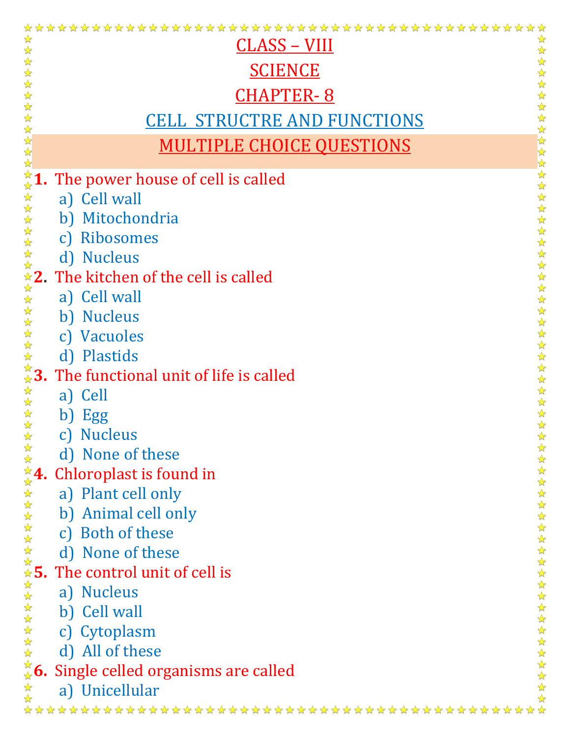# CLASS – VIII

# SCIENCE

# CHAPTER- 8

## CELL STRUCTRE AND FUNCTIONS

## MULTIPLE CHOICE QUESTIONS

**1.** The power house of cell is called

a) Cell wall
b) Mitochondria
c) Ribosomes
d) Nucleus

**2.** The kitchen of the cell is called

a) Cell wall
b) Nucleus
c) Vacuoles
d) Plastids

**3.** The functional unit of life is called

a) Cell
b) Egg
c) Nucleus
d) None of these

**4.** Chloroplast is found in

a) Plant cell only
b) Animal cell only
c) Both of these
d) None of these

**5.** The control unit of cell is

a) Nucleus
b) Cell wall
c) Cytoplasm
d) All of these

**6.** Single celled organisms are called

a) Unicellular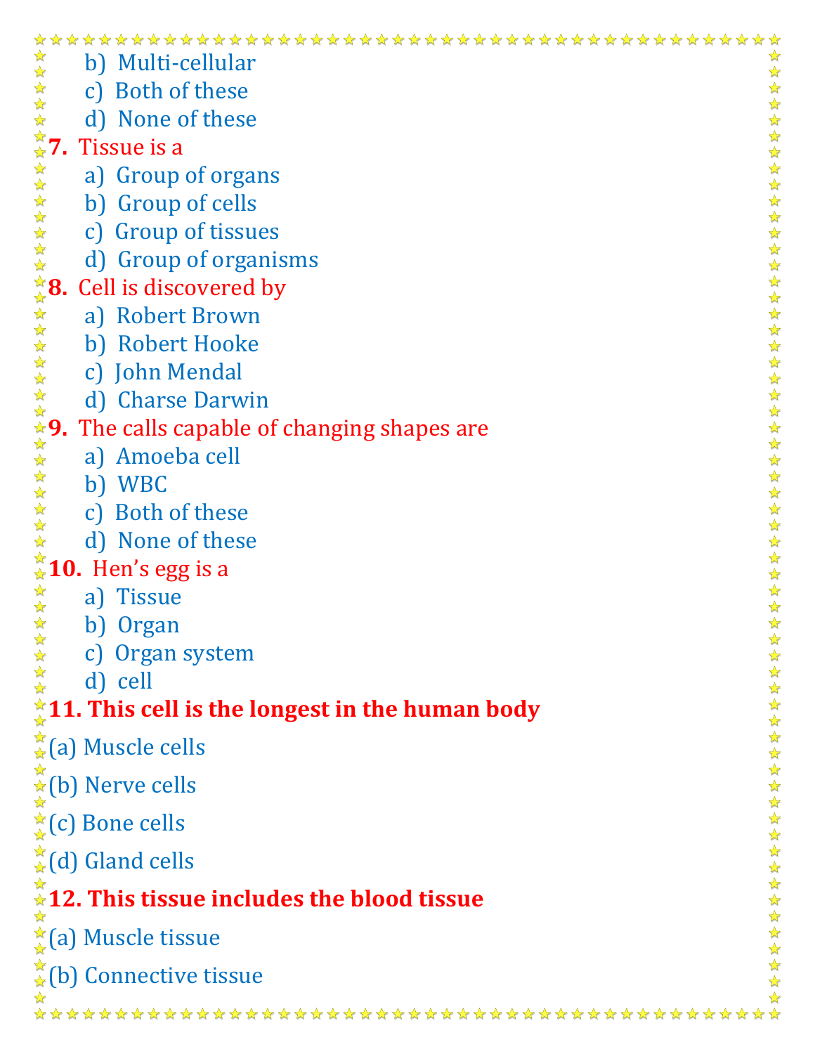b) Multi-cellular
c) Both of these
d) None of these

**7.** Tissue is a
a) Group of organs
b) Group of cells
c) Group of tissues
d) Group of organisms

**8.** Cell is discovered by
a) Robert Brown
b) Robert Hooke
c) John Mendal
d) Charse Darwin

**9.** The calls capable of changing shapes are
a) Amoeba cell
b) WBC
c) Both of these
d) None of these

**10.** Hen's egg is a
a) Tissue
b) Organ
c) Organ system
d) cell

**11. This cell is the longest in the human body**

(a) Muscle cells

(b) Nerve cells

(c) Bone cells

(d) Gland cells

**12. This tissue includes the blood tissue**

(a) Muscle tissue

(b) Connective tissue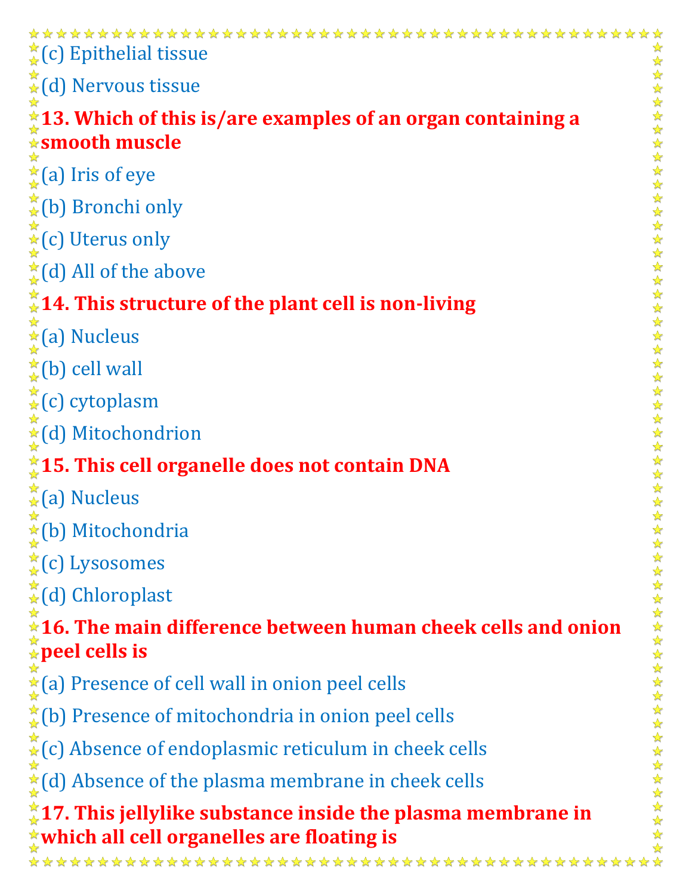(c) Epithelial tissue

(d) Nervous tissue

**13. Which of this is/are examples of an organ containing a smooth muscle**

(a) Iris of eye

(b) Bronchi only

(c) Uterus only

(d) All of the above

**14. This structure of the plant cell is non-living**

(a) Nucleus

(b) cell wall

(c) cytoplasm

(d) Mitochondrion

**15. This cell organelle does not contain DNA**

(a) Nucleus

(b) Mitochondria

(c) Lysosomes

(d) Chloroplast

**16. The main difference between human cheek cells and onion peel cells is**

(a) Presence of cell wall in onion peel cells

(b) Presence of mitochondria in onion peel cells

(c) Absence of endoplasmic reticulum in cheek cells

(d) Absence of the plasma membrane in cheek cells

**17. This jellylike substance inside the plasma membrane in which all cell organelles are floating is**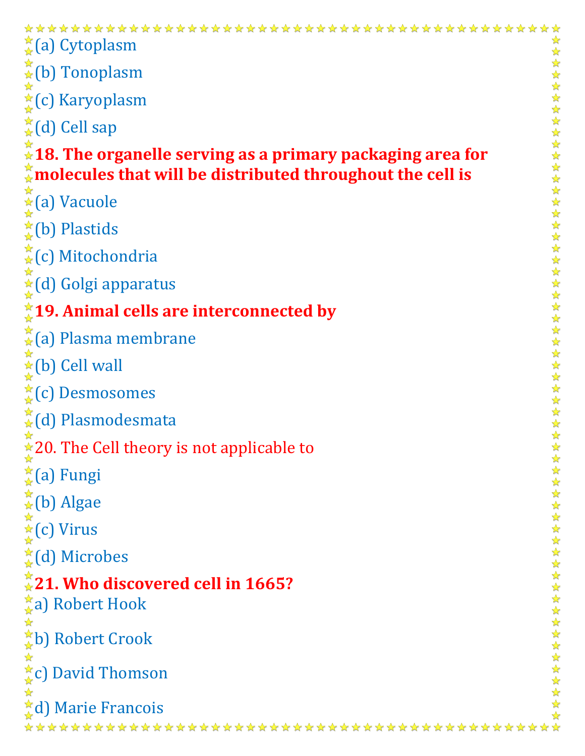(a) Cytoplasm

(b) Tonoplasm

(c) Karyoplasm

(d) Cell sap

**18. The organelle serving as a primary packaging area for molecules that will be distributed throughout the cell is**

(a) Vacuole

(b) Plastids

(c) Mitochondria

(d) Golgi apparatus

**19. Animal cells are interconnected by**

(a) Plasma membrane

(b) Cell wall

(c) Desmosomes

(d) Plasmodesmata

20. The Cell theory is not applicable to

(a) Fungi

(b) Algae

(c) Virus

(d) Microbes

**21. Who discovered cell in 1665?**

a) Robert Hook

b) Robert Crook

c) David Thomson

d) Marie Francois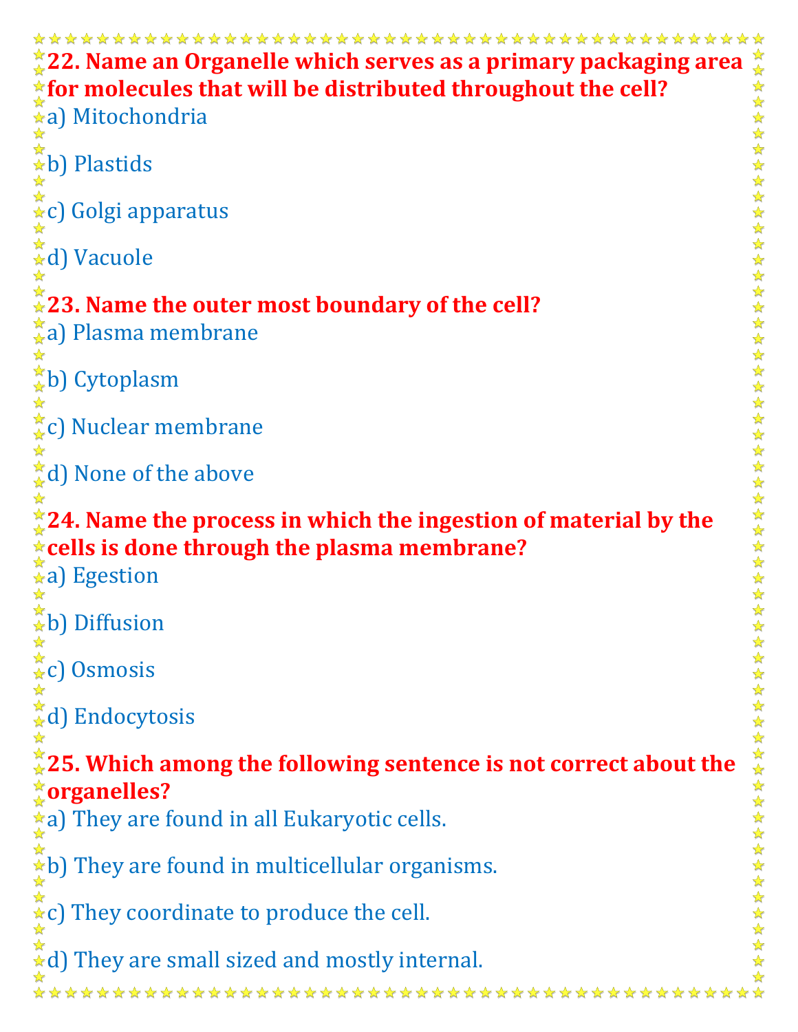**22. Name an Organelle which serves as a primary packaging area for molecules that will be distributed throughout the cell?**

a) Mitochondria

b) Plastids

c) Golgi apparatus

d) Vacuole

**23. Name the outer most boundary of the cell?**

a) Plasma membrane

b) Cytoplasm

c) Nuclear membrane

d) None of the above

**24. Name the process in which the ingestion of material by the cells is done through the plasma membrane?**

a) Egestion

b) Diffusion

c) Osmosis

d) Endocytosis

**25. Which among the following sentence is not correct about the organelles?**

a) They are found in all Eukaryotic cells.

b) They are found in multicellular organisms.

c) They coordinate to produce the cell.

d) They are small sized and mostly internal.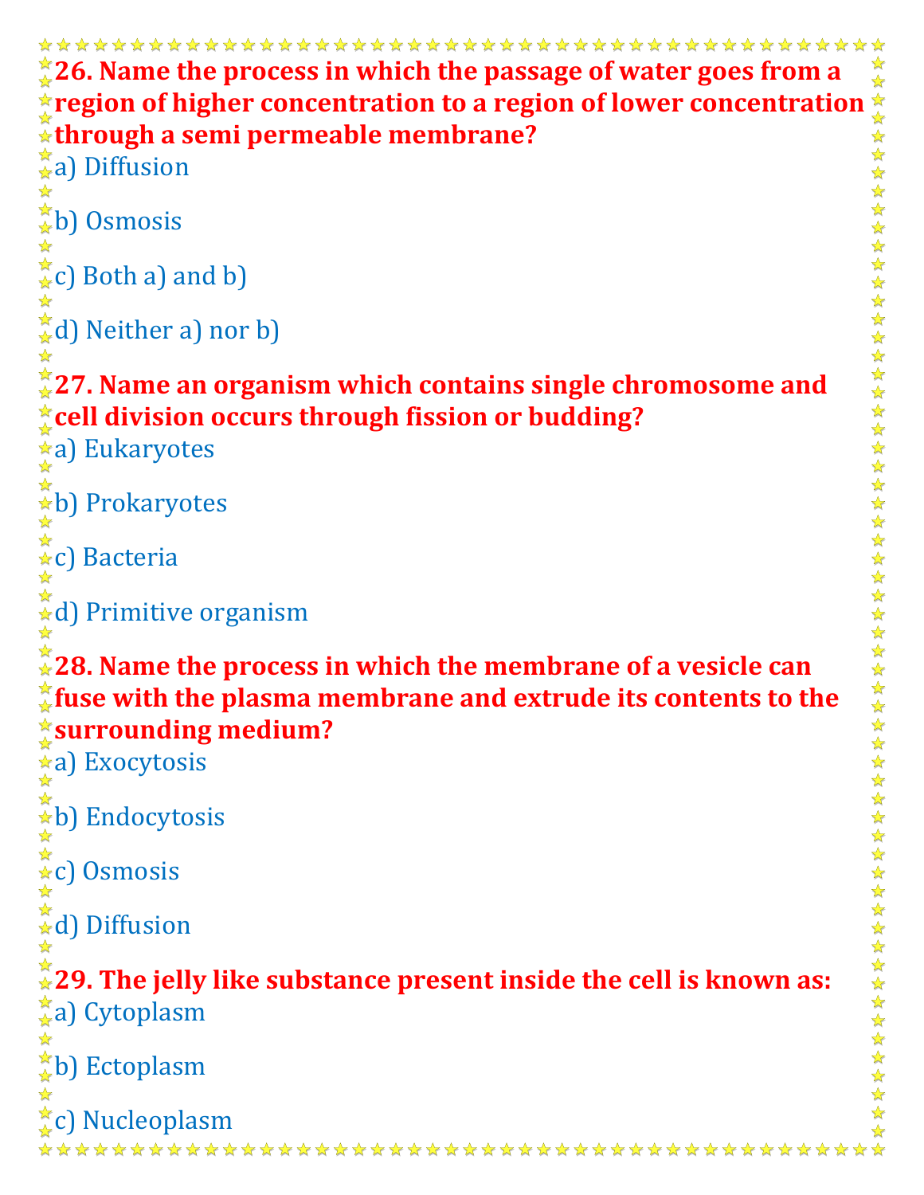**26. Name the process in which the passage of water goes from a region of higher concentration to a region of lower concentration through a semi permeable membrane?**

a) Diffusion

b) Osmosis

c) Both a) and b)

d) Neither a) nor b)

**27. Name an organism which contains single chromosome and cell division occurs through fission or budding?**

a) Eukaryotes

b) Prokaryotes

c) Bacteria

d) Primitive organism

**28. Name the process in which the membrane of a vesicle can fuse with the plasma membrane and extrude its contents to the surrounding medium?**

a) Exocytosis

b) Endocytosis

c) Osmosis

d) Diffusion

**29. The jelly like substance present inside the cell is known as:**

a) Cytoplasm

b) Ectoplasm

c) Nucleoplasm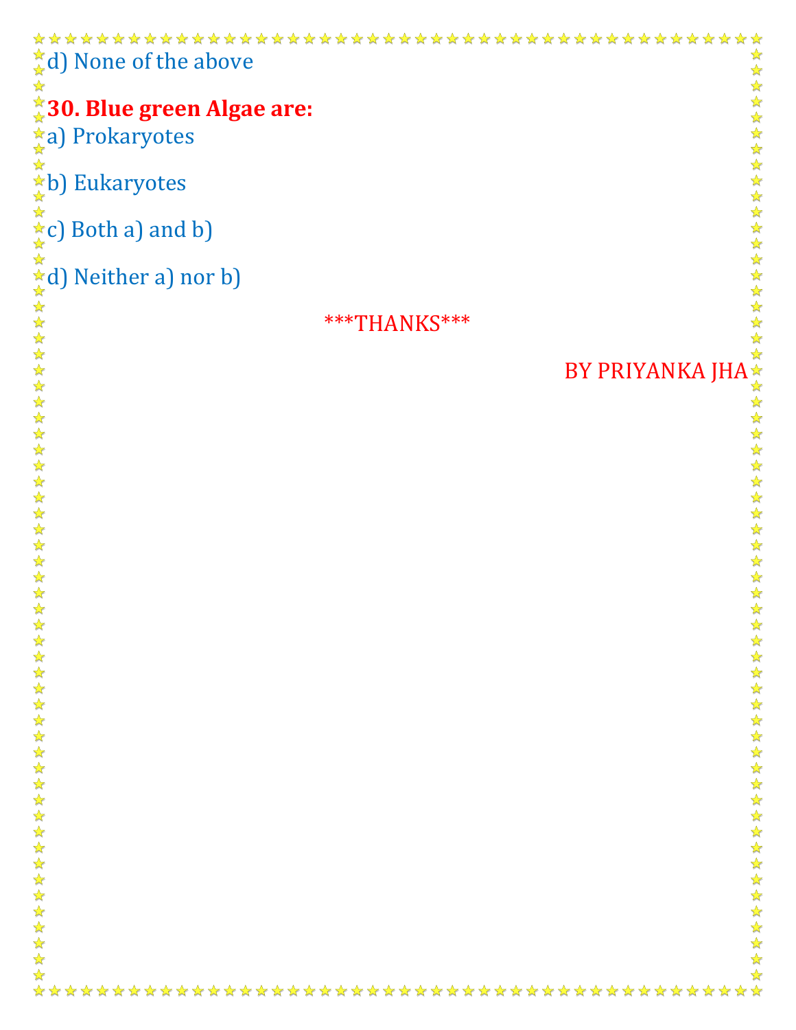d) None of the above

**30. Blue green Algae are:**

a) Prokaryotes

b) Eukaryotes

c) Both a) and b)

d) Neither a) nor b)

***THANKS***

BY PRIYANKA JHA